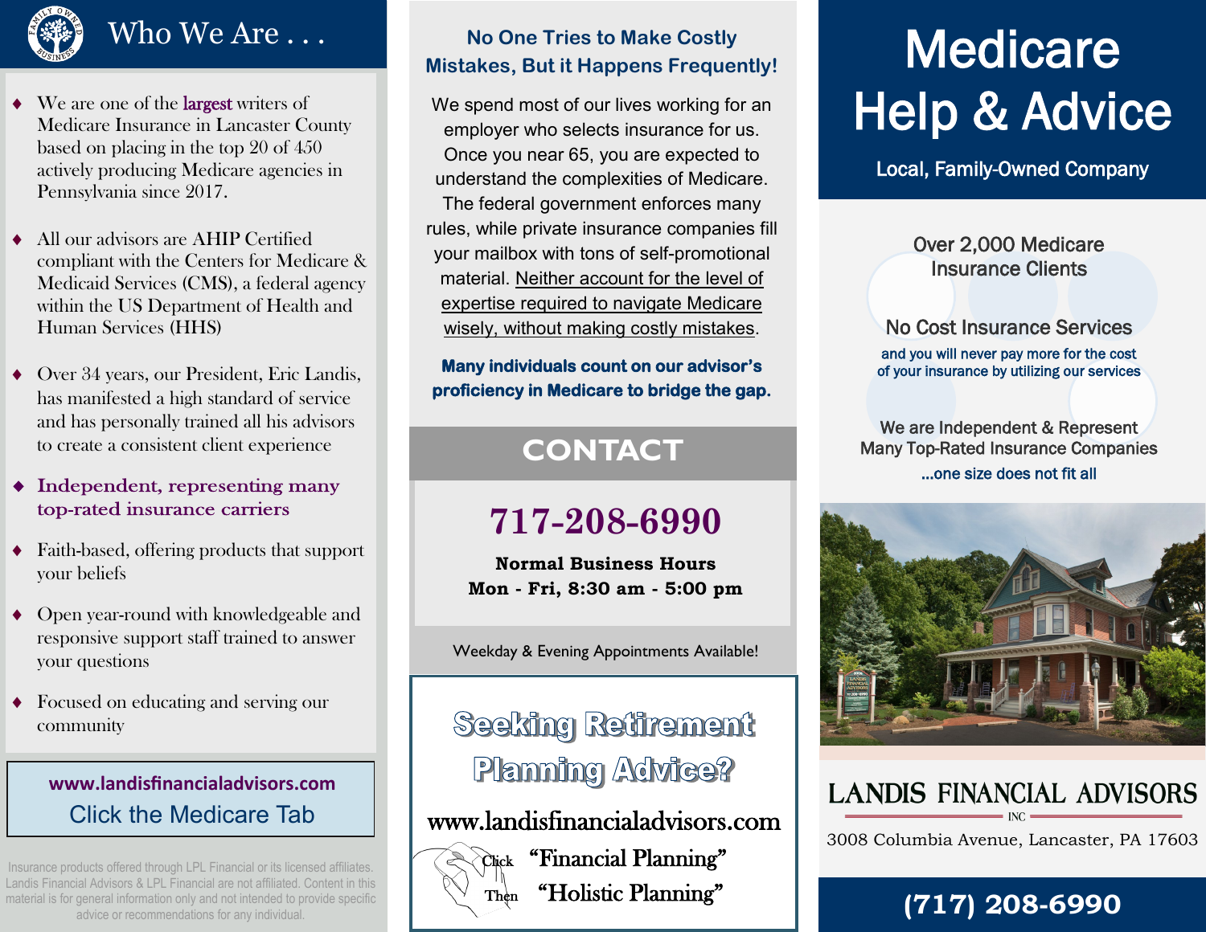## Who We Are . . .

- We are one of the largest writers of Medicare Insurance in Lancaster County based on placing in the top 20 of 450 actively producing Medicare agencies in Pennsylvania since 2017.
- All our advisors are AHIP Certified compliant with the Centers for Medicare & Medicaid Services (CMS), a federal agency within the US Department of Health and Human Services (HHS)
- Over 34 years, our President, Eric Landis, has manifested a high standard of service and has personally trained all his advisors to create a consistent client experience
- **Independent, representing many top-rated insurance carriers**
- Faith-based, offering products that support your beliefs
- Open year-round with knowledgeable and responsive support staff trained to answer your questions
- Focused on educating and serving our community

**www.landisfinancialadvisors.com**
Click the Medicare Tab

Insurance products offered through LPL Financial or its licensed affiliates. Landis Financial Advisors & LPL Financial are not affiliated. Content in this material is for general information only and not intended to provide specific advice or recommendations for any individual.

## No One Tries to Make Costly Mistakes, But it Happens Frequently!

We spend most of our lives working for an employer who selects insurance for us. Once you near 65, you are expected to understand the complexities of Medicare. The federal government enforces many rules, while private insurance companies fill your mailbox with tons of self-promotional material. Neither account for the level of expertise required to navigate Medicare wisely, without making costly mistakes.

**Many individuals count on our advisor's proficiency in Medicare to bridge the gap.**

## CONTACT

**717-208-6990**

**Normal Business Hours**
**Mon - Fri, 8:30 am - 5:00 pm**

Weekday & Evening Appointments Available!

## Seeking Retirement Planning Advice?

www.landisfinancialadvisors.com

Click "Financial Planning"
Then "Holistic Planning"

# Medicare Help & Advice

Local, Family-Owned Company

Over 2,000 Medicare Insurance Clients

No Cost Insurance Services
and you will never pay more for the cost of your insurance by utilizing our services

We are Independent & Represent Many Top-Rated Insurance Companies
...one size does not fit all

**LANDIS FINANCIAL ADVISORS INC**
3008 Columbia Avenue, Lancaster, PA 17603

**(717) 208-6990**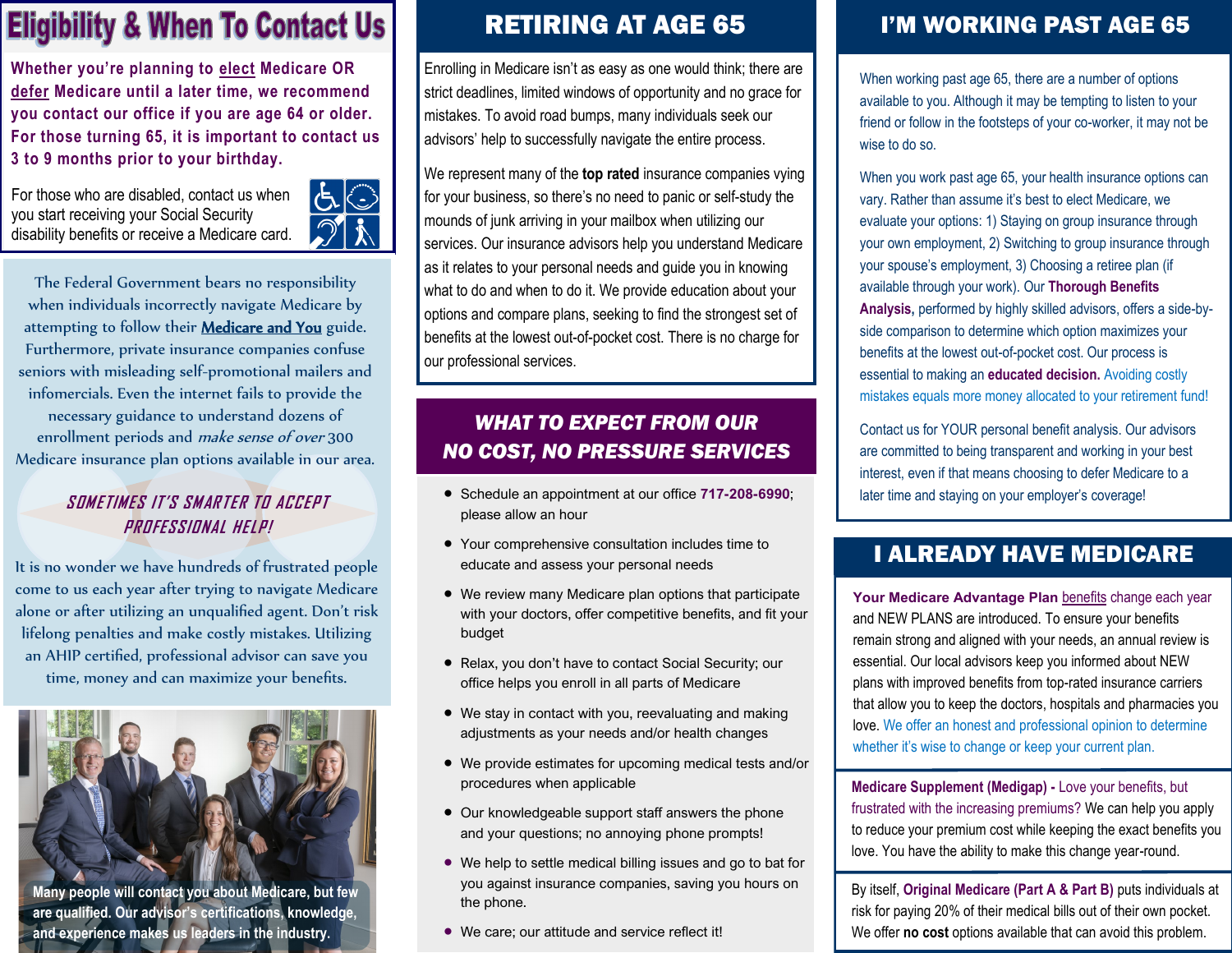# Eligibility & When To Contact Us

**Whether you're planning to elect Medicare OR defer Medicare until a later time, we recommend you contact our office if you are age 64 or older. For those turning 65, it is important to contact us 3 to 9 months prior to your birthday.**

For those who are disabled, contact us when you start receiving your Social Security disability benefits or receive a Medicare card.

The Federal Government bears no responsibility when individuals incorrectly navigate Medicare by attempting to follow their **Medicare and You** guide. Furthermore, private insurance companies confuse seniors with misleading self-promotional mailers and infomercials. Even the internet fails to provide the necessary guidance to understand dozens of enrollment periods and *make sense of over* 300 Medicare insurance plan options available in our area.

### *SOMETIMES IT'S SMARTER TO ACCEPT PROFESSIONAL HELP!*

It is no wonder we have hundreds of frustrated people come to us each year after trying to navigate Medicare alone or after utilizing an unqualified agent. Don't risk lifelong penalties and make costly mistakes. Utilizing an AHIP certified, professional advisor can save you time, money and can maximize your benefits.

**Many people will contact you about Medicare, but few are qualified. Our advisor's certifications, knowledge, and experience makes us leaders in the industry.**

## RETIRING AT AGE 65

Enrolling in Medicare isn't as easy as one would think; there are strict deadlines, limited windows of opportunity and no grace for mistakes. To avoid road bumps, many individuals seek our advisors' help to successfully navigate the entire process.

We represent many of the **top rated** insurance companies vying for your business, so there's no need to panic or self-study the mounds of junk arriving in your mailbox when utilizing our services. Our insurance advisors help you understand Medicare as it relates to your personal needs and guide you in knowing what to do and when to do it. We provide education about your options and compare plans, seeking to find the strongest set of benefits at the lowest out-of-pocket cost. There is no charge for our professional services.

## *WHAT TO EXPECT FROM OUR NO COST, NO PRESSURE SERVICES*

- Schedule an appointment at our office **717-208-6990**; please allow an hour
- Your comprehensive consultation includes time to educate and assess your personal needs
- We review many Medicare plan options that participate with your doctors, offer competitive benefits, and fit your budget
- Relax, you don't have to contact Social Security; our office helps you enroll in all parts of Medicare
- We stay in contact with you, reevaluating and making adjustments as your needs and/or health changes
- We provide estimates for upcoming medical tests and/or procedures when applicable
- Our knowledgeable support staff answers the phone and your questions; no annoying phone prompts!
- We help to settle medical billing issues and go to bat for you against insurance companies, saving you hours on the phone.
- We care; our attitude and service reflect it!

## I'M WORKING PAST AGE 65

When working past age 65, there are a number of options available to you. Although it may be tempting to listen to your friend or follow in the footsteps of your co-worker, it may not be wise to do so.

When you work past age 65, your health insurance options can vary. Rather than assume it's best to elect Medicare, we evaluate your options: 1) Staying on group insurance through your own employment, 2) Switching to group insurance through your spouse's employment, 3) Choosing a retiree plan (if available through your work). Our **Thorough Benefits Analysis,** performed by highly skilled advisors, offers a side-by-side comparison to determine which option maximizes your benefits at the lowest out-of-pocket cost. Our process is essential to making an **educated decision.** Avoiding costly mistakes equals more money allocated to your retirement fund!

Contact us for YOUR personal benefit analysis. Our advisors are committed to being transparent and working in your best interest, even if that means choosing to defer Medicare to a later time and staying on your employer's coverage!

## I ALREADY HAVE MEDICARE

**Your Medicare Advantage Plan** benefits change each year and NEW PLANS are introduced. To ensure your benefits remain strong and aligned with your needs, an annual review is essential. Our local advisors keep you informed about NEW plans with improved benefits from top-rated insurance carriers that allow you to keep the doctors, hospitals and pharmacies you love. We offer an honest and professional opinion to determine whether it's wise to change or keep your current plan.

**Medicare Supplement (Medigap) -** Love your benefits, but frustrated with the increasing premiums? We can help you apply to reduce your premium cost while keeping the exact benefits you love. You have the ability to make this change year-round.

By itself, **Original Medicare (Part A & Part B)** puts individuals at risk for paying 20% of their medical bills out of their own pocket. We offer **no cost** options available that can avoid this problem.